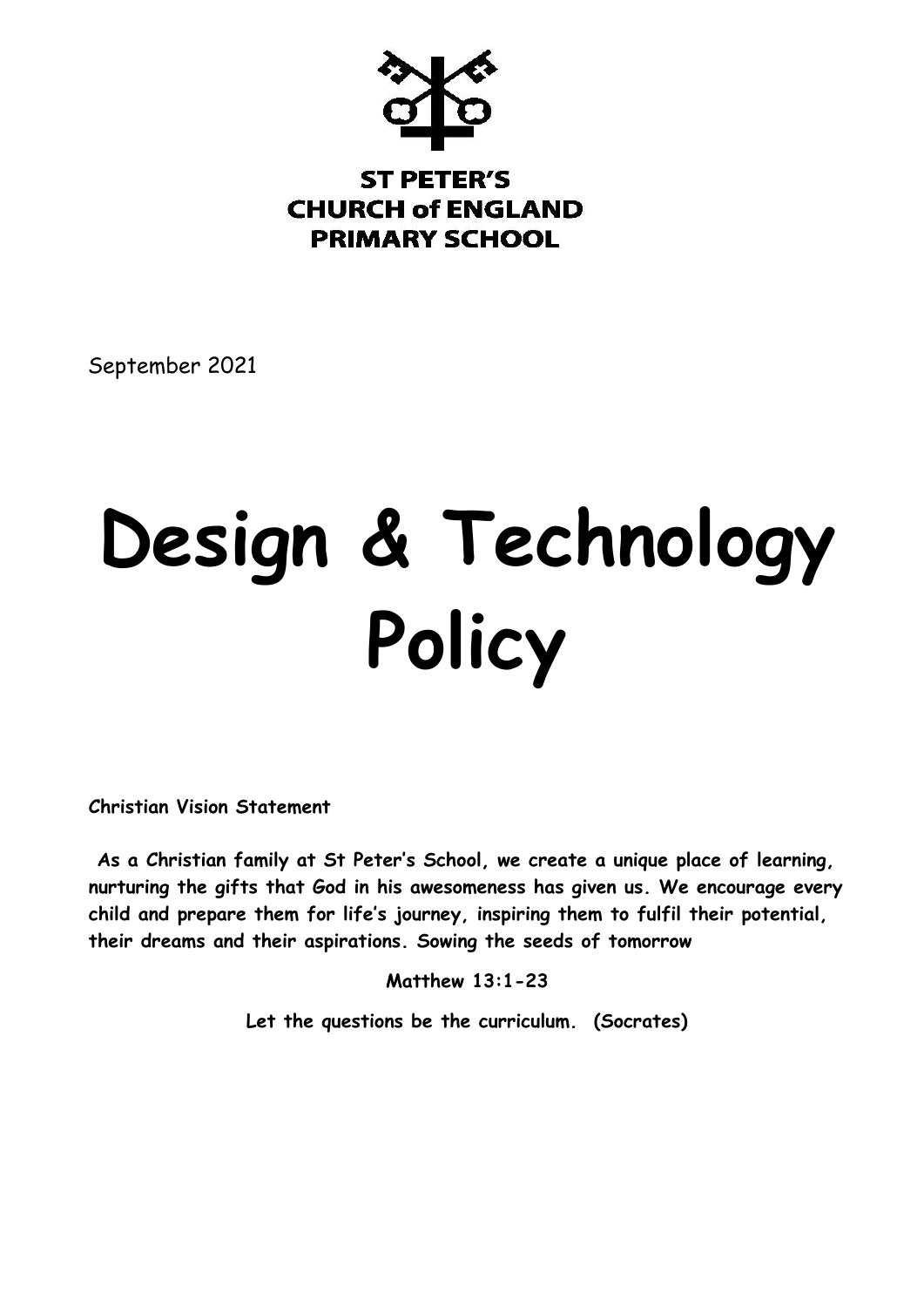**ST PETER'S**
**CHURCH of ENGLAND**
**PRIMARY SCHOOL**

September 2021

# Design & Technology Policy

**Christian Vision Statement**

**As a Christian family at St Peter's School, we create a unique place of learning, nurturing the gifts that God in his awesomeness has given us. We encourage every child and prepare them for life's journey, inspiring them to fulfil their potential, their dreams and their aspirations. Sowing the seeds of tomorrow**

**Matthew 13:1-23**

**Let the questions be the curriculum. (Socrates)**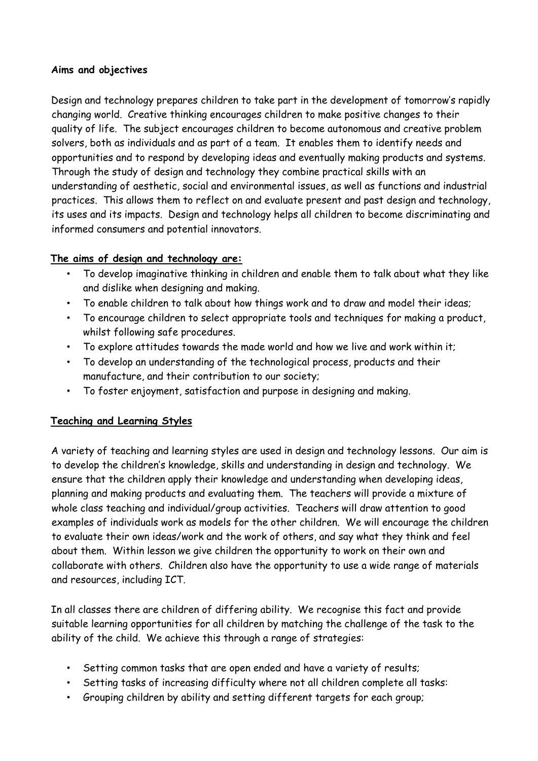**Aims and objectives**

Design and technology prepares children to take part in the development of tomorrow's rapidly changing world. Creative thinking encourages children to make positive changes to their quality of life. The subject encourages children to become autonomous and creative problem solvers, both as individuals and as part of a team. It enables them to identify needs and opportunities and to respond by developing ideas and eventually making products and systems. Through the study of design and technology they combine practical skills with an understanding of aesthetic, social and environmental issues, as well as functions and industrial practices. This allows them to reflect on and evaluate present and past design and technology, its uses and its impacts. Design and technology helps all children to become discriminating and informed consumers and potential innovators.

**The aims of design and technology are:**

- To develop imaginative thinking in children and enable them to talk about what they like and dislike when designing and making.
- To enable children to talk about how things work and to draw and model their ideas;
- To encourage children to select appropriate tools and techniques for making a product, whilst following safe procedures.
- To explore attitudes towards the made world and how we live and work within it;
- To develop an understanding of the technological process, products and their manufacture, and their contribution to our society;
- To foster enjoyment, satisfaction and purpose in designing and making.

**Teaching and Learning Styles**

A variety of teaching and learning styles are used in design and technology lessons. Our aim is to develop the children's knowledge, skills and understanding in design and technology. We ensure that the children apply their knowledge and understanding when developing ideas, planning and making products and evaluating them. The teachers will provide a mixture of whole class teaching and individual/group activities. Teachers will draw attention to good examples of individuals work as models for the other children. We will encourage the children to evaluate their own ideas/work and the work of others, and say what they think and feel about them. Within lesson we give children the opportunity to work on their own and collaborate with others. Children also have the opportunity to use a wide range of materials and resources, including ICT.

In all classes there are children of differing ability. We recognise this fact and provide suitable learning opportunities for all children by matching the challenge of the task to the ability of the child. We achieve this through a range of strategies:

- Setting common tasks that are open ended and have a variety of results;
- Setting tasks of increasing difficulty where not all children complete all tasks:
- Grouping children by ability and setting different targets for each group;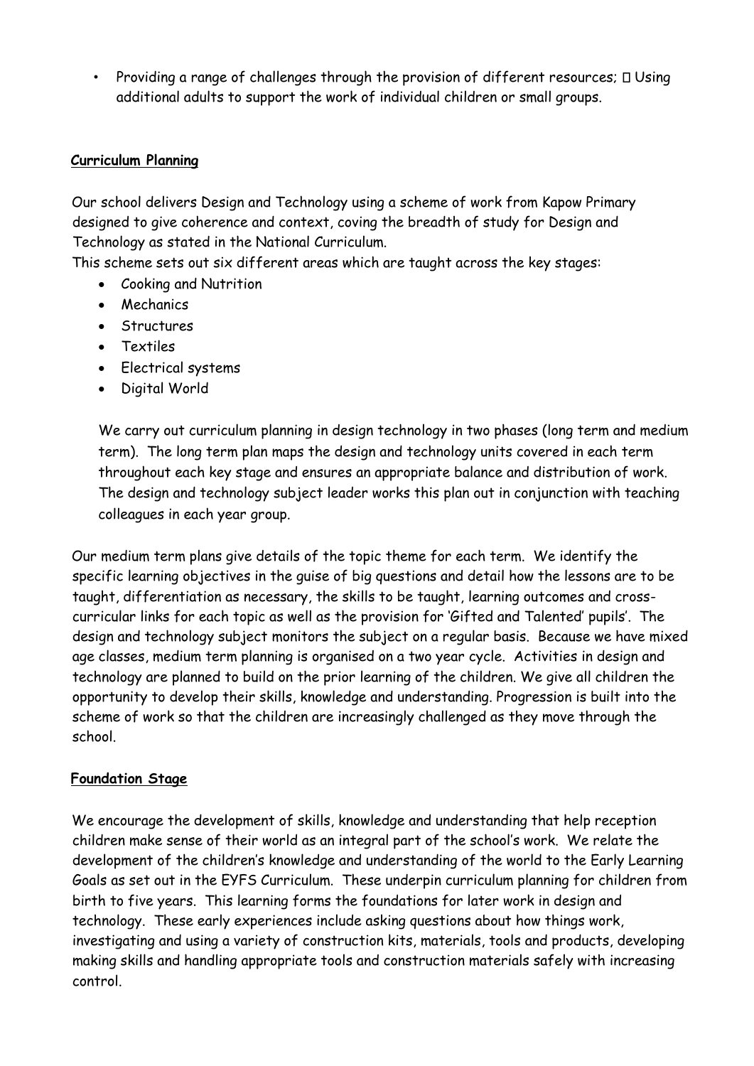- Providing a range of challenges through the provision of different resources;  Using additional adults to support the work of individual children or small groups.

## Curriculum Planning

Our school delivers Design and Technology using a scheme of work from Kapow Primary designed to give coherence and context, coving the breadth of study for Design and Technology as stated in the National Curriculum.

This scheme sets out six different areas which are taught across the key stages:

- Cooking and Nutrition
- Mechanics
- Structures
- Textiles
- Electrical systems
- Digital World

We carry out curriculum planning in design technology in two phases (long term and medium term). The long term plan maps the design and technology units covered in each term throughout each key stage and ensures an appropriate balance and distribution of work. The design and technology subject leader works this plan out in conjunction with teaching colleagues in each year group.

Our medium term plans give details of the topic theme for each term. We identify the specific learning objectives in the guise of big questions and detail how the lessons are to be taught, differentiation as necessary, the skills to be taught, learning outcomes and cross-curricular links for each topic as well as the provision for 'Gifted and Talented' pupils'. The design and technology subject monitors the subject on a regular basis. Because we have mixed age classes, medium term planning is organised on a two year cycle. Activities in design and technology are planned to build on the prior learning of the children. We give all children the opportunity to develop their skills, knowledge and understanding. Progression is built into the scheme of work so that the children are increasingly challenged as they move through the school.

## Foundation Stage

We encourage the development of skills, knowledge and understanding that help reception children make sense of their world as an integral part of the school's work. We relate the development of the children's knowledge and understanding of the world to the Early Learning Goals as set out in the EYFS Curriculum. These underpin curriculum planning for children from birth to five years. This learning forms the foundations for later work in design and technology. These early experiences include asking questions about how things work, investigating and using a variety of construction kits, materials, tools and products, developing making skills and handling appropriate tools and construction materials safely with increasing control.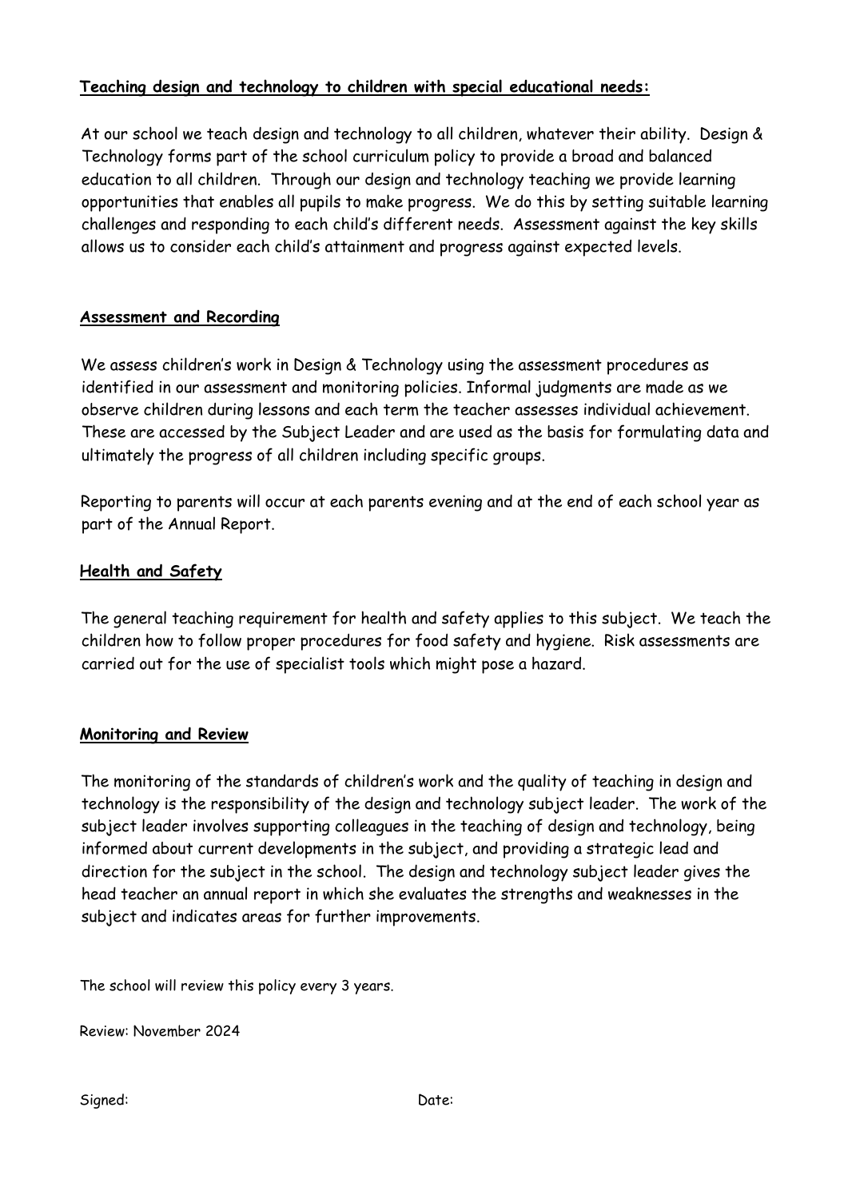**Teaching design and technology to children with special educational needs:**

At our school we teach design and technology to all children, whatever their ability. Design & Technology forms part of the school curriculum policy to provide a broad and balanced education to all children. Through our design and technology teaching we provide learning opportunities that enables all pupils to make progress. We do this by setting suitable learning challenges and responding to each child's different needs. Assessment against the key skills allows us to consider each child's attainment and progress against expected levels.

**Assessment and Recording**

We assess children's work in Design & Technology using the assessment procedures as identified in our assessment and monitoring policies. Informal judgments are made as we observe children during lessons and each term the teacher assesses individual achievement. These are accessed by the Subject Leader and are used as the basis for formulating data and ultimately the progress of all children including specific groups.

Reporting to parents will occur at each parents evening and at the end of each school year as part of the Annual Report.

**Health and Safety**

The general teaching requirement for health and safety applies to this subject. We teach the children how to follow proper procedures for food safety and hygiene. Risk assessments are carried out for the use of specialist tools which might pose a hazard.

**Monitoring and Review**

The monitoring of the standards of children's work and the quality of teaching in design and technology is the responsibility of the design and technology subject leader. The work of the subject leader involves supporting colleagues in the teaching of design and technology, being informed about current developments in the subject, and providing a strategic lead and direction for the subject in the school. The design and technology subject leader gives the head teacher an annual report in which she evaluates the strengths and weaknesses in the subject and indicates areas for further improvements.

The school will review this policy every 3 years.

Review: November 2024

Signed: Date: